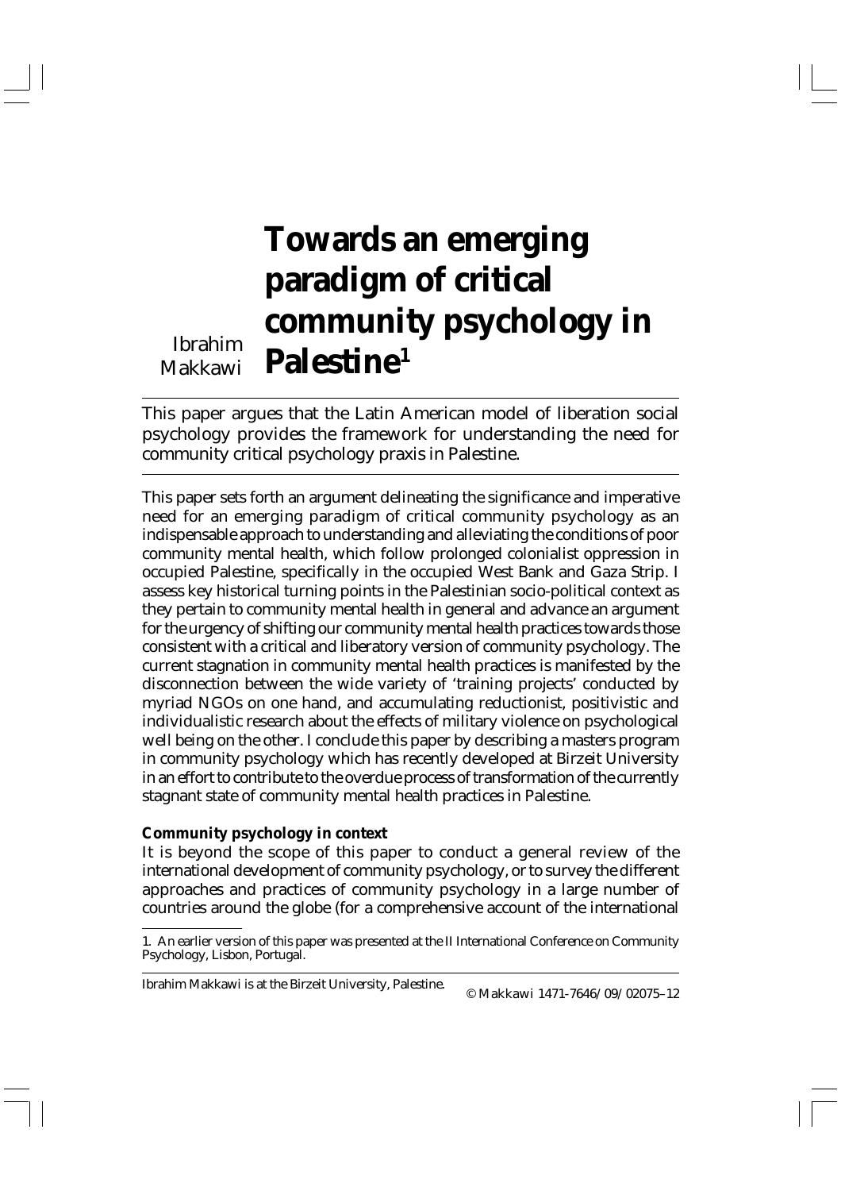# Towards an emerging paradigm of critical community psychology in Palestine[1]

Ibrahim Makkawi

This paper argues that the Latin American model of liberation social psychology provides the framework for understanding the need for community critical psychology praxis in Palestine.

This paper sets forth an argument delineating the significance and imperative need for an emerging paradigm of critical community psychology as an indispensable approach to understanding and alleviating the conditions of poor community mental health, which follow prolonged colonialist oppression in occupied Palestine, specifically in the occupied West Bank and Gaza Strip. I assess key historical turning points in the Palestinian socio-political context as they pertain to community mental health in general and advance an argument for the urgency of shifting our community mental health practices towards those consistent with a critical and liberatory version of community psychology. The current stagnation in community mental health practices is manifested by the disconnection between the wide variety of 'training projects' conducted by myriad NGOs on one hand, and accumulating reductionist, positivistic and individualistic research about the effects of military violence on psychological well being on the other. I conclude this paper by describing a masters program in community psychology which has recently developed at Birzeit University in an effort to contribute to the overdue process of transformation of the currently stagnant state of community mental health practices in Palestine.

**Community psychology in context**

It is beyond the scope of this paper to conduct a general review of the international development of community psychology, or to survey the different approaches and practices of community psychology in a large number of countries around the globe (for a comprehensive account of the international

1. An earlier version of this paper was presented at the II International Conference on Community Psychology, Lisbon, Portugal.

Ibrahim Makkawi is at the Birzeit University, Palestine.

© Makkawi 1471-7646/09/02075–12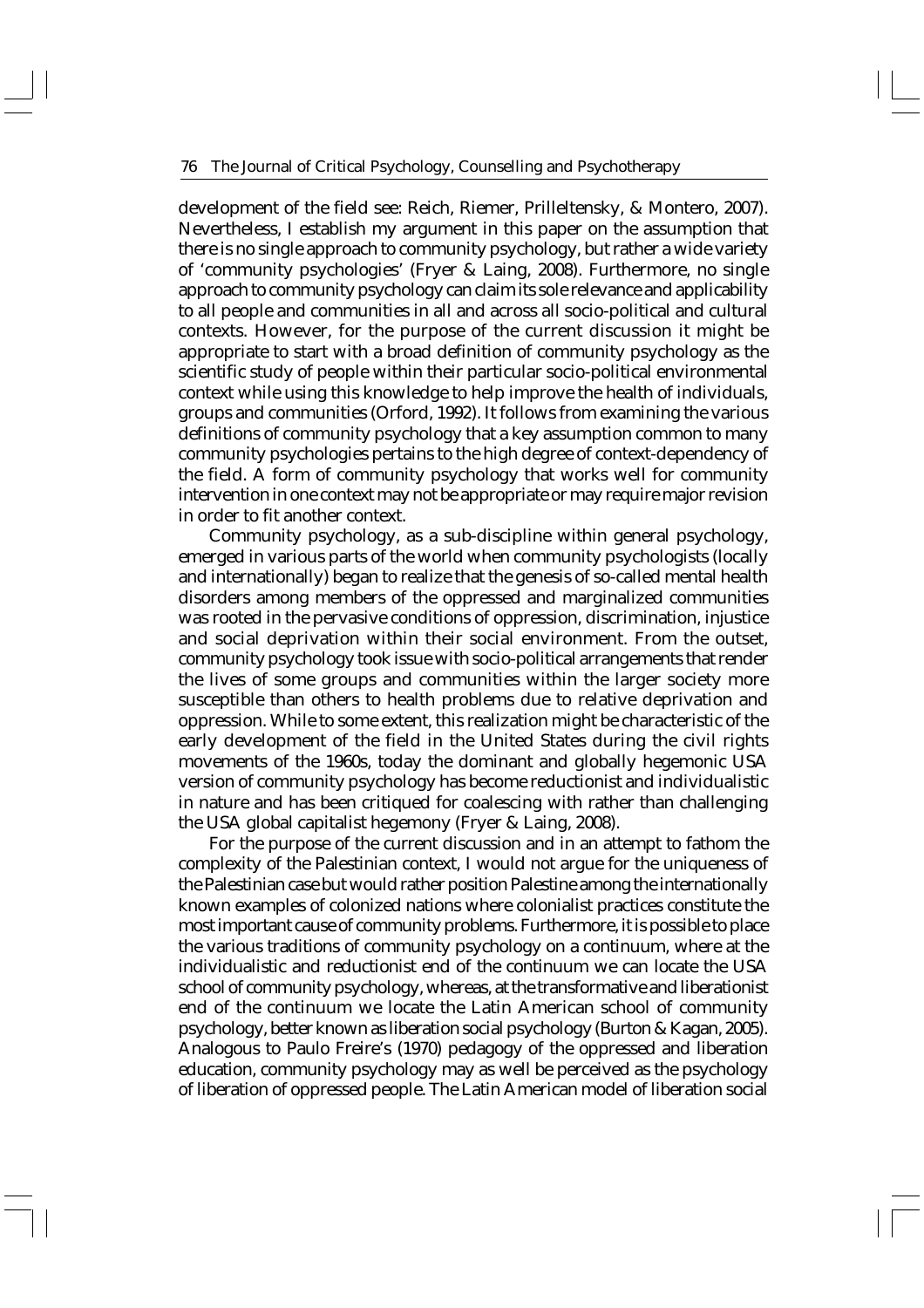development of the field see: Reich, Riemer, Prilleltensky, & Montero, 2007). Nevertheless, I establish my argument in this paper on the assumption that there is no single approach to community psychology, but rather a wide variety of 'community psychologies' (Fryer & Laing, 2008). Furthermore, no single approach to community psychology can claim its sole relevance and applicability to all people and communities in all and across all socio-political and cultural contexts. However, for the purpose of the current discussion it might be appropriate to start with a broad definition of community psychology as the scientific study of people within their particular socio-political environmental context while using this knowledge to help improve the health of individuals, groups and communities (Orford, 1992). It follows from examining the various definitions of community psychology that a key assumption common to many community psychologies pertains to the high degree of context-dependency of the field. A form of community psychology that works well for community intervention in one context may not be appropriate or may require major revision in order to fit another context.

Community psychology, as a sub-discipline within general psychology, emerged in various parts of the world when community psychologists (locally and internationally) began to realize that the genesis of so-called mental health disorders among members of the oppressed and marginalized communities was rooted in the pervasive conditions of oppression, discrimination, injustice and social deprivation within their social environment. From the outset, community psychology took issue with socio-political arrangements that render the lives of some groups and communities within the larger society more susceptible than others to health problems due to relative deprivation and oppression. While to some extent, this realization might be characteristic of the early development of the field in the United States during the civil rights movements of the 1960s, today the dominant and globally hegemonic USA version of community psychology has become reductionist and individualistic in nature and has been critiqued for coalescing with rather than challenging the USA global capitalist hegemony (Fryer & Laing, 2008).

For the purpose of the current discussion and in an attempt to fathom the complexity of the Palestinian context, I would not argue for the uniqueness of the Palestinian case but would rather position Palestine among the internationally known examples of colonized nations where colonialist practices constitute the most important cause of community problems. Furthermore, it is possible to place the various traditions of community psychology on a continuum, where at the individualistic and reductionist end of the continuum we can locate the USA school of community psychology, whereas, at the transformative and liberationist end of the continuum we locate the Latin American school of community psychology, better known as liberation social psychology (Burton & Kagan, 2005). Analogous to Paulo Freire's (1970) pedagogy of the oppressed and liberation education, community psychology may as well be perceived as the psychology of liberation of oppressed people. The Latin American model of liberation social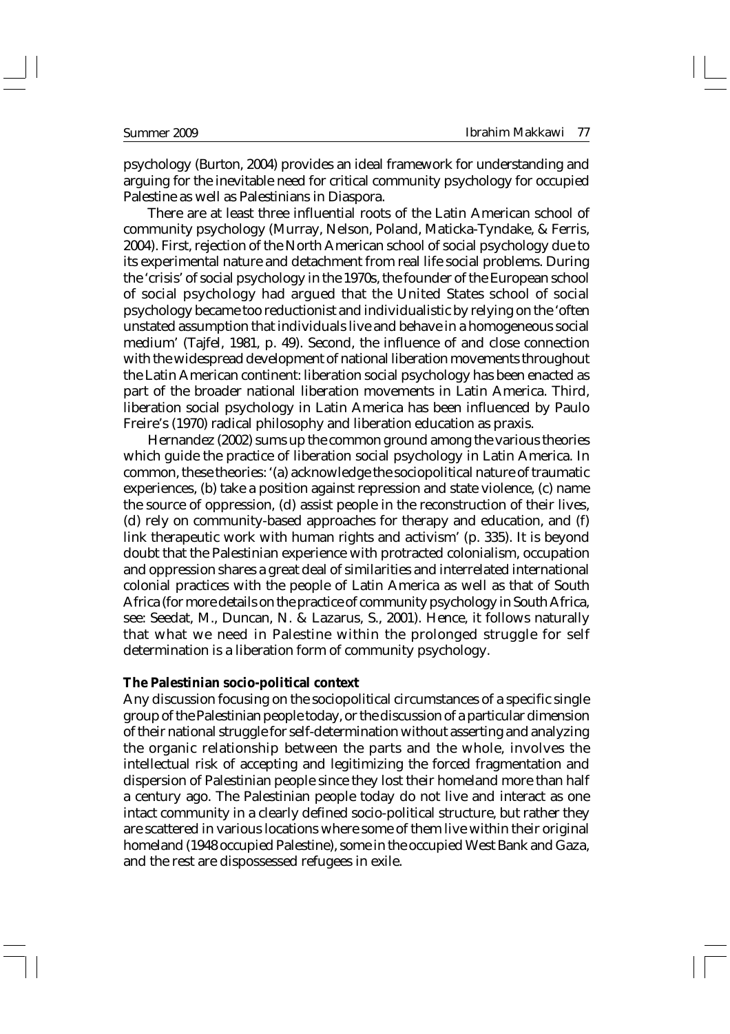psychology (Burton, 2004) provides an ideal framework for understanding and arguing for the inevitable need for critical community psychology for occupied Palestine as well as Palestinians in Diaspora.

There are at least three influential roots of the Latin American school of community psychology (Murray, Nelson, Poland, Maticka-Tyndake, & Ferris, 2004). First, rejection of the North American school of social psychology due to its experimental nature and detachment from real life social problems. During the 'crisis' of social psychology in the 1970s, the founder of the European school of social psychology had argued that the United States school of social psychology became too reductionist and individualistic by relying on the 'often unstated assumption that individuals live and behave in a homogeneous social medium' (Tajfel, 1981, p. 49). Second, the influence of and close connection with the widespread development of national liberation movements throughout the Latin American continent: liberation social psychology has been enacted as part of the broader national liberation movements in Latin America. Third, liberation social psychology in Latin America has been influenced by Paulo Freire's (1970) radical philosophy and liberation education as praxis.

Hernandez (2002) sums up the common ground among the various theories which guide the practice of liberation social psychology in Latin America. In common, these theories: '(a) acknowledge the sociopolitical nature of traumatic experiences, (b) take a position against repression and state violence, (c) name the source of oppression, (d) assist people in the reconstruction of their lives, (d) rely on community-based approaches for therapy and education, and (f) link therapeutic work with human rights and activism' (p. 335). It is beyond doubt that the Palestinian experience with protracted colonialism, occupation and oppression shares a great deal of similarities and interrelated international colonial practices with the people of Latin America as well as that of South Africa (for more details on the practice of community psychology in South Africa, see: Seedat, M., Duncan, N. & Lazarus, S., 2001). Hence, it follows naturally that what we need in Palestine within the prolonged struggle for self determination is a liberation form of community psychology.

## The Palestinian socio-political context

Any discussion focusing on the sociopolitical circumstances of a specific single group of the Palestinian people today, or the discussion of a particular dimension of their national struggle for self-determination without asserting and analyzing the organic relationship between the parts and the whole, involves the intellectual risk of accepting and legitimizing the forced fragmentation and dispersion of Palestinian people since they lost their homeland more than half a century ago. The Palestinian people today do not live and interact as one intact community in a clearly defined socio-political structure, but rather they are scattered in various locations where some of them live within their original homeland (1948 occupied Palestine), some in the occupied West Bank and Gaza, and the rest are dispossessed refugees in exile.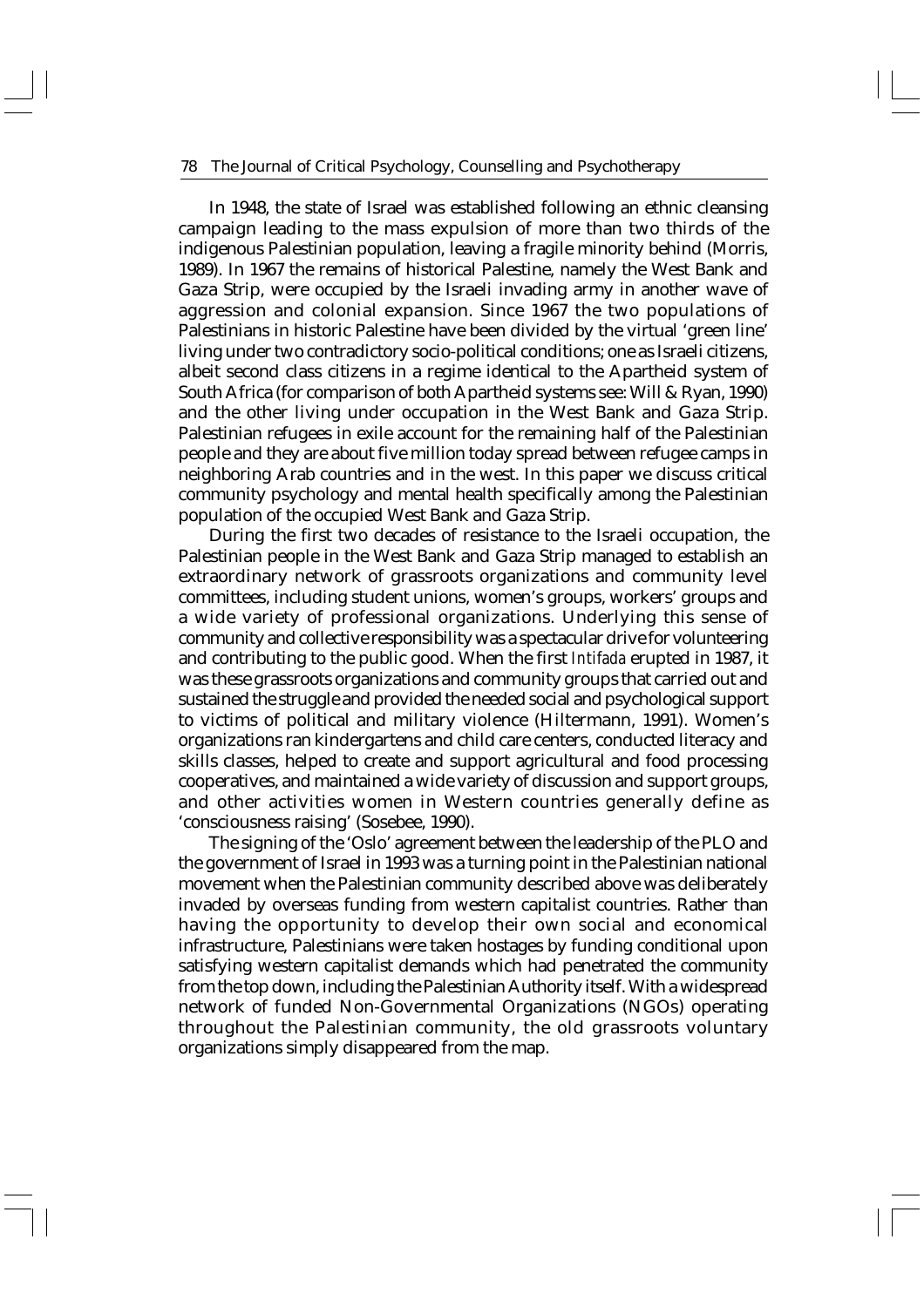In 1948, the state of Israel was established following an ethnic cleansing campaign leading to the mass expulsion of more than two thirds of the indigenous Palestinian population, leaving a fragile minority behind (Morris, 1989). In 1967 the remains of historical Palestine, namely the West Bank and Gaza Strip, were occupied by the Israeli invading army in another wave of aggression and colonial expansion. Since 1967 the two populations of Palestinians in historic Palestine have been divided by the virtual 'green line' living under two contradictory socio-political conditions; one as Israeli citizens, albeit second class citizens in a regime identical to the Apartheid system of South Africa (for comparison of both Apartheid systems see: Will & Ryan, 1990) and the other living under occupation in the West Bank and Gaza Strip. Palestinian refugees in exile account for the remaining half of the Palestinian people and they are about five million today spread between refugee camps in neighboring Arab countries and in the west. In this paper we discuss critical community psychology and mental health specifically among the Palestinian population of the occupied West Bank and Gaza Strip.

During the first two decades of resistance to the Israeli occupation, the Palestinian people in the West Bank and Gaza Strip managed to establish an extraordinary network of grassroots organizations and community level committees, including student unions, women's groups, workers' groups and a wide variety of professional organizations. Underlying this sense of community and collective responsibility was a spectacular drive for volunteering and contributing to the public good. When the first *Intifada* erupted in 1987, it was these grassroots organizations and community groups that carried out and sustained the struggle and provided the needed social and psychological support to victims of political and military violence (Hiltermann, 1991). Women's organizations ran kindergartens and child care centers, conducted literacy and skills classes, helped to create and support agricultural and food processing cooperatives, and maintained a wide variety of discussion and support groups, and other activities women in Western countries generally define as 'consciousness raising' (Sosebee, 1990).

The signing of the 'Oslo' agreement between the leadership of the PLO and the government of Israel in 1993 was a turning point in the Palestinian national movement when the Palestinian community described above was deliberately invaded by overseas funding from western capitalist countries. Rather than having the opportunity to develop their own social and economical infrastructure, Palestinians were taken hostages by funding conditional upon satisfying western capitalist demands which had penetrated the community from the top down, including the Palestinian Authority itself. With a widespread network of funded Non-Governmental Organizations (NGOs) operating throughout the Palestinian community, the old grassroots voluntary organizations simply disappeared from the map.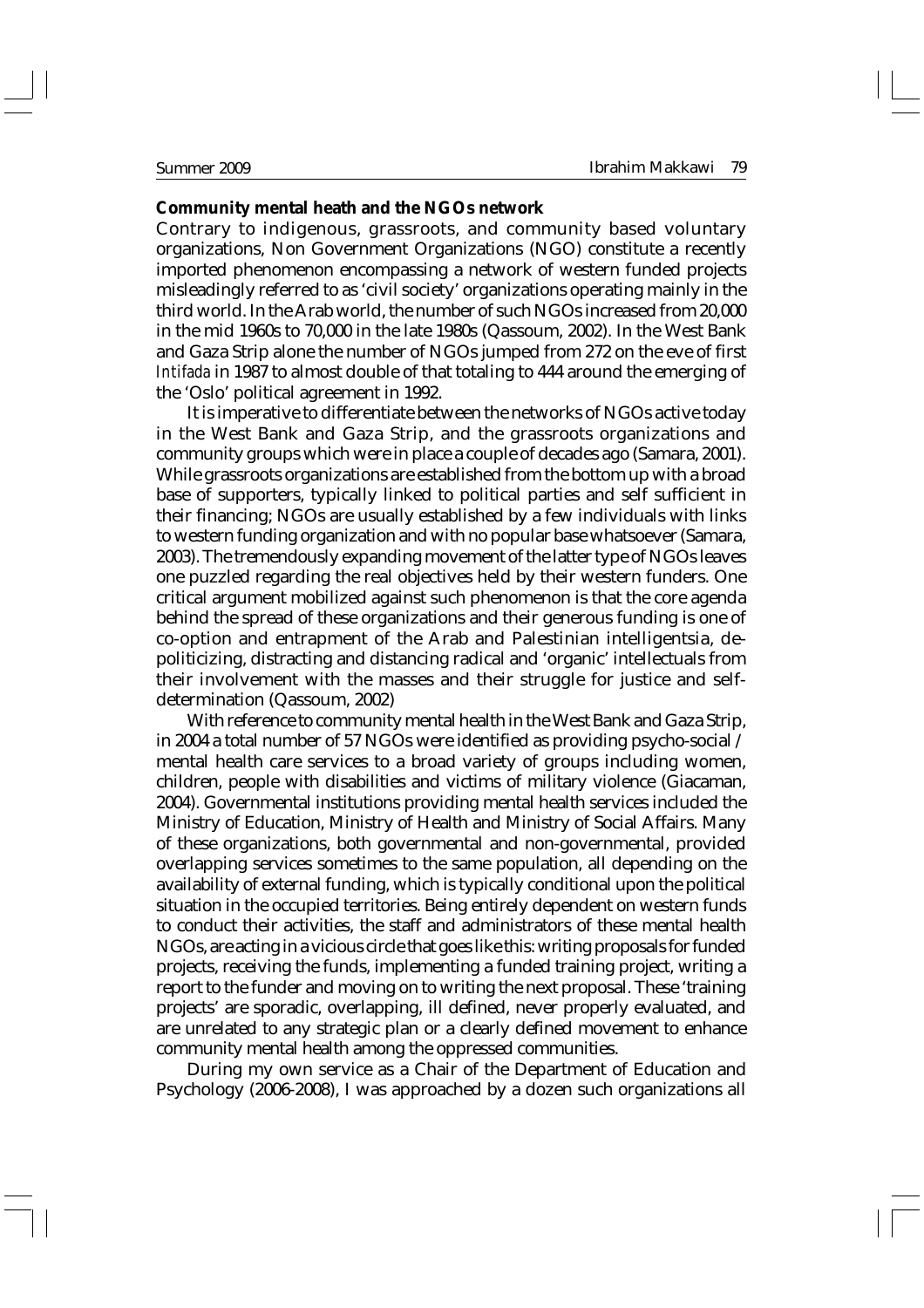**Community mental heath and the NGOs network**

Contrary to indigenous, grassroots, and community based voluntary organizations, Non Government Organizations (NGO) constitute a recently imported phenomenon encompassing a network of western funded projects misleadingly referred to as 'civil society' organizations operating mainly in the third world. In the Arab world, the number of such NGOs increased from 20,000 in the mid 1960s to 70,000 in the late 1980s (Qassoum, 2002). In the West Bank and Gaza Strip alone the number of NGOs jumped from 272 on the eve of first *Intifada* in 1987 to almost double of that totaling to 444 around the emerging of the 'Oslo' political agreement in 1992.

It is imperative to differentiate between the networks of NGOs active today in the West Bank and Gaza Strip, and the grassroots organizations and community groups which were in place a couple of decades ago (Samara, 2001). While grassroots organizations are established from the bottom up with a broad base of supporters, typically linked to political parties and self sufficient in their financing; NGOs are usually established by a few individuals with links to western funding organization and with no popular base whatsoever (Samara, 2003). The tremendously expanding movement of the latter type of NGOs leaves one puzzled regarding the real objectives held by their western funders. One critical argument mobilized against such phenomenon is that the core agenda behind the spread of these organizations and their generous funding is one of co-option and entrapment of the Arab and Palestinian intelligentsia, de-politicizing, distracting and distancing radical and 'organic' intellectuals from their involvement with the masses and their struggle for justice and self-determination (Qassoum, 2002)

With reference to community mental health in the West Bank and Gaza Strip, in 2004 a total number of 57 NGOs were identified as providing psycho-social / mental health care services to a broad variety of groups including women, children, people with disabilities and victims of military violence (Giacaman, 2004). Governmental institutions providing mental health services included the Ministry of Education, Ministry of Health and Ministry of Social Affairs. Many of these organizations, both governmental and non-governmental, provided overlapping services sometimes to the same population, all depending on the availability of external funding, which is typically conditional upon the political situation in the occupied territories. Being entirely dependent on western funds to conduct their activities, the staff and administrators of these mental health NGOs, are acting in a vicious circle that goes like this: writing proposals for funded projects, receiving the funds, implementing a funded training project, writing a report to the funder and moving on to writing the next proposal. These 'training projects' are sporadic, overlapping, ill defined, never properly evaluated, and are unrelated to any strategic plan or a clearly defined movement to enhance community mental health among the oppressed communities.

During my own service as a Chair of the Department of Education and Psychology (2006-2008), I was approached by a dozen such organizations all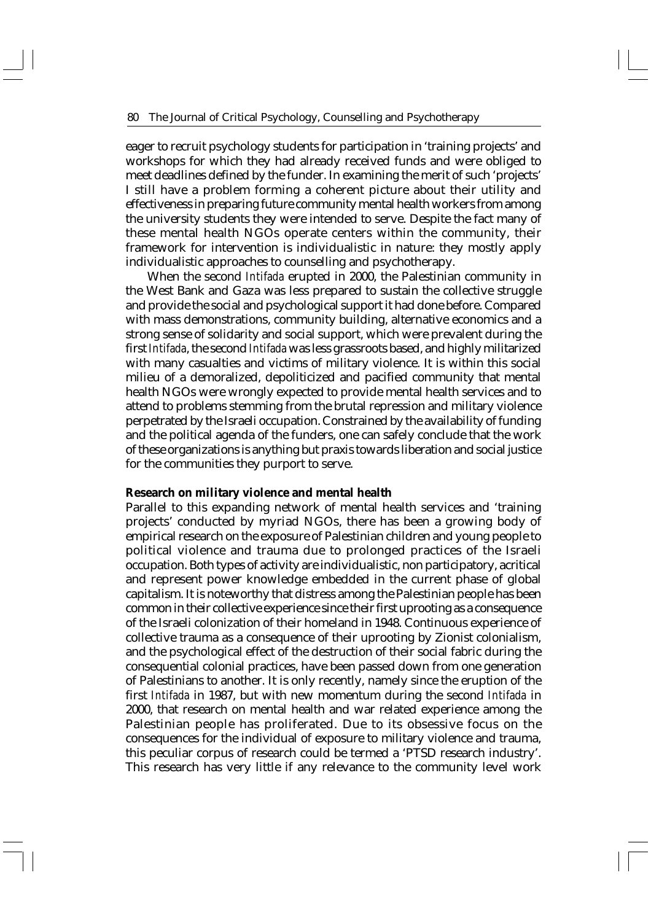eager to recruit psychology students for participation in 'training projects' and workshops for which they had already received funds and were obliged to meet deadlines defined by the funder. In examining the merit of such 'projects' I still have a problem forming a coherent picture about their utility and effectiveness in preparing future community mental health workers from among the university students they were intended to serve. Despite the fact many of these mental health NGOs operate centers within the community, their framework for intervention is individualistic in nature: they mostly apply individualistic approaches to counselling and psychotherapy.

When the second *Intifada* erupted in 2000, the Palestinian community in the West Bank and Gaza was less prepared to sustain the collective struggle and provide the social and psychological support it had done before. Compared with mass demonstrations, community building, alternative economics and a strong sense of solidarity and social support, which were prevalent during the first *Intifada*, the second *Intifada* was less grassroots based, and highly militarized with many casualties and victims of military violence. It is within this social milieu of a demoralized, depoliticized and pacified community that mental health NGOs were wrongly expected to provide mental health services and to attend to problems stemming from the brutal repression and military violence perpetrated by the Israeli occupation. Constrained by the availability of funding and the political agenda of the funders, one can safely conclude that the work of these organizations is anything but praxis towards liberation and social justice for the communities they purport to serve.

**Research on military violence and mental health**

Parallel to this expanding network of mental health services and 'training projects' conducted by myriad NGOs, there has been a growing body of empirical research on the exposure of Palestinian children and young people to political violence and trauma due to prolonged practices of the Israeli occupation. Both types of activity are individualistic, non participatory, acritical and represent power knowledge embedded in the current phase of global capitalism. It is noteworthy that distress among the Palestinian people has been common in their collective experience since their first uprooting as a consequence of the Israeli colonization of their homeland in 1948. Continuous experience of collective trauma as a consequence of their uprooting by Zionist colonialism, and the psychological effect of the destruction of their social fabric during the consequential colonial practices, have been passed down from one generation of Palestinians to another. It is only recently, namely since the eruption of the first *Intifada* in 1987, but with new momentum during the second *Intifada* in 2000, that research on mental health and war related experience among the Palestinian people has proliferated. Due to its obsessive focus on the consequences for the individual of exposure to military violence and trauma, this peculiar corpus of research could be termed a 'PTSD research industry'. This research has very little if any relevance to the community level work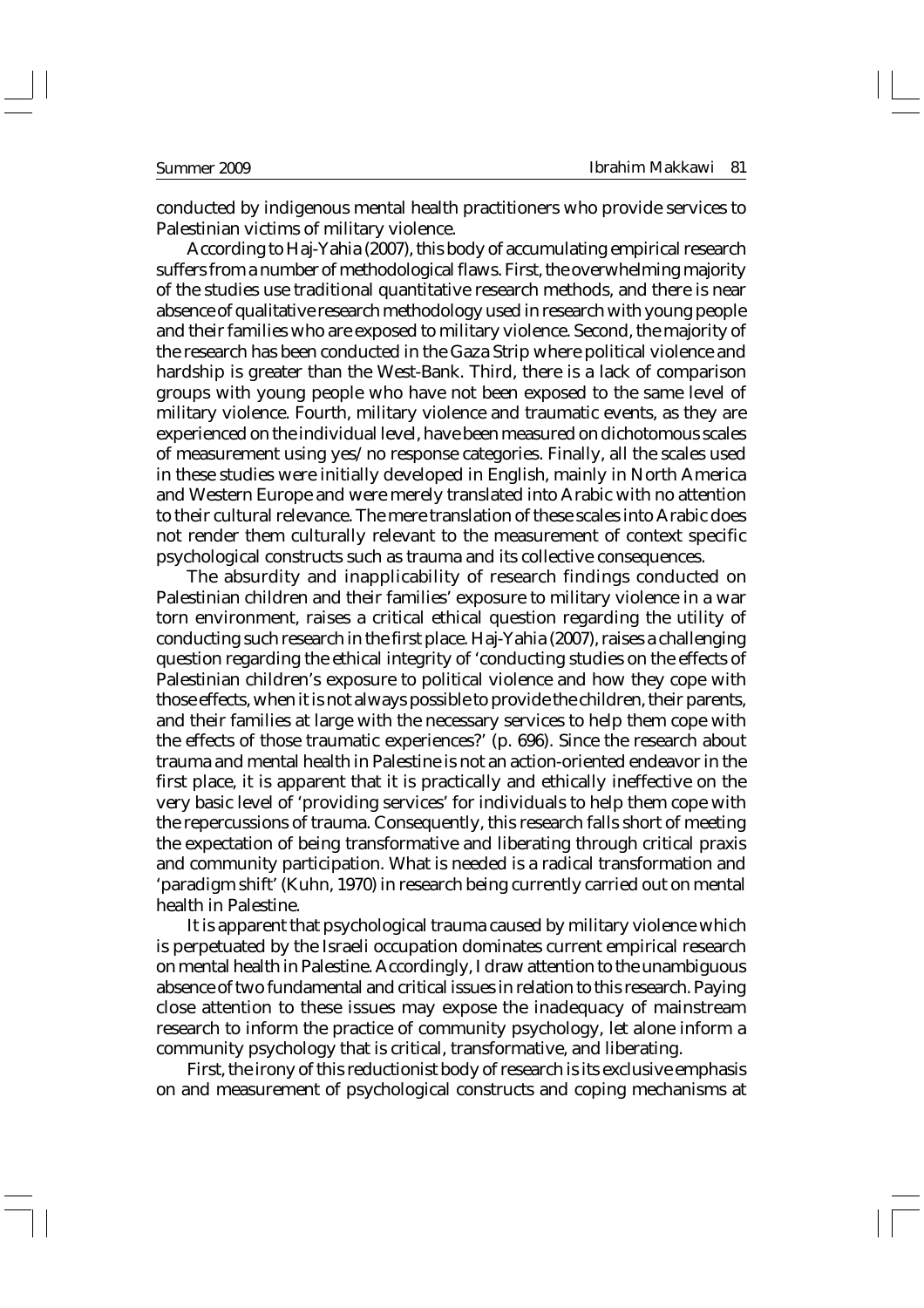conducted by indigenous mental health practitioners who provide services to Palestinian victims of military violence.

According to Haj-Yahia (2007), this body of accumulating empirical research suffers from a number of methodological flaws. First, the overwhelming majority of the studies use traditional quantitative research methods, and there is near absence of qualitative research methodology used in research with young people and their families who are exposed to military violence. Second, the majority of the research has been conducted in the Gaza Strip where political violence and hardship is greater than the West-Bank. Third, there is a lack of comparison groups with young people who have not been exposed to the same level of military violence. Fourth, military violence and traumatic events, as they are experienced on the individual level, have been measured on dichotomous scales of measurement using yes/no response categories. Finally, all the scales used in these studies were initially developed in English, mainly in North America and Western Europe and were merely translated into Arabic with no attention to their cultural relevance. The mere translation of these scales into Arabic does not render them culturally relevant to the measurement of context specific psychological constructs such as trauma and its collective consequences.

The absurdity and inapplicability of research findings conducted on Palestinian children and their families' exposure to military violence in a war torn environment, raises a critical ethical question regarding the utility of conducting such research in the first place. Haj-Yahia (2007), raises a challenging question regarding the ethical integrity of 'conducting studies on the effects of Palestinian children's exposure to political violence and how they cope with those effects, when it is not always possible to provide the children, their parents, and their families at large with the necessary services to help them cope with the effects of those traumatic experiences?' (p. 696). Since the research about trauma and mental health in Palestine is not an action-oriented endeavor in the first place, it is apparent that it is practically and ethically ineffective on the very basic level of 'providing services' for individuals to help them cope with the repercussions of trauma. Consequently, this research falls short of meeting the expectation of being transformative and liberating through critical praxis and community participation. What is needed is a radical transformation and 'paradigm shift' (Kuhn, 1970) in research being currently carried out on mental health in Palestine.

It is apparent that psychological trauma caused by military violence which is perpetuated by the Israeli occupation dominates current empirical research on mental health in Palestine. Accordingly, I draw attention to the unambiguous absence of two fundamental and critical issues in relation to this research. Paying close attention to these issues may expose the inadequacy of mainstream research to inform the practice of community psychology, let alone inform a community psychology that is critical, transformative, and liberating.

First, the irony of this reductionist body of research is its exclusive emphasis on and measurement of psychological constructs and coping mechanisms at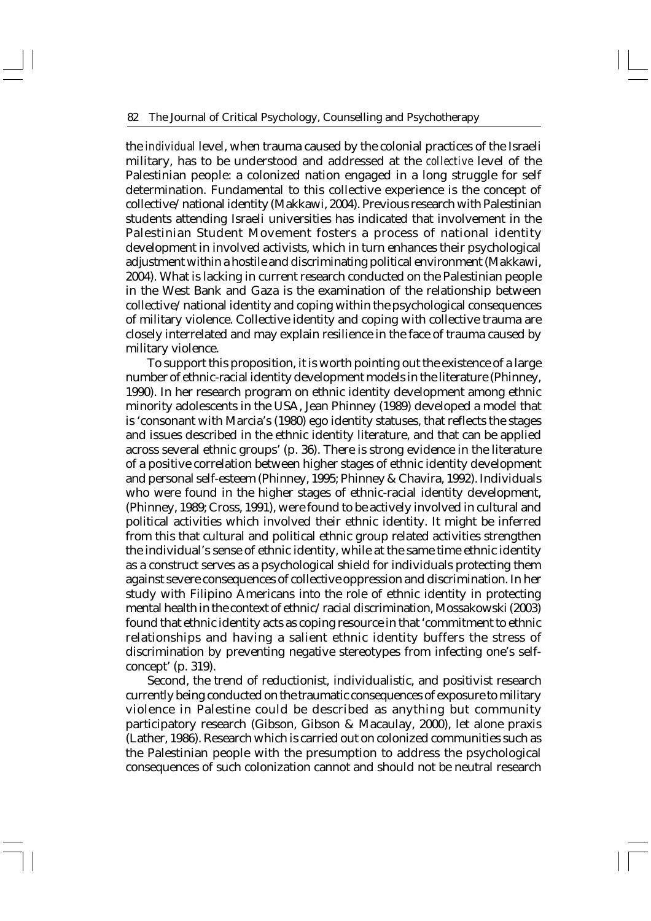the *individual* level, when trauma caused by the colonial practices of the Israeli military, has to be understood and addressed at the *collective* level of the Palestinian people: a colonized nation engaged in a long struggle for self determination. Fundamental to this collective experience is the concept of collective/national identity (Makkawi, 2004). Previous research with Palestinian students attending Israeli universities has indicated that involvement in the Palestinian Student Movement fosters a process of national identity development in involved activists, which in turn enhances their psychological adjustment within a hostile and discriminating political environment (Makkawi, 2004). What is lacking in current research conducted on the Palestinian people in the West Bank and Gaza is the examination of the relationship between collective/national identity and coping within the psychological consequences of military violence. Collective identity and coping with collective trauma are closely interrelated and may explain resilience in the face of trauma caused by military violence.

To support this proposition, it is worth pointing out the existence of a large number of ethnic-racial identity development models in the literature (Phinney, 1990). In her research program on ethnic identity development among ethnic minority adolescents in the USA, Jean Phinney (1989) developed a model that is 'consonant with Marcia's (1980) ego identity statuses, that reflects the stages and issues described in the ethnic identity literature, and that can be applied across several ethnic groups' (p. 36). There is strong evidence in the literature of a positive correlation between higher stages of ethnic identity development and personal self-esteem (Phinney, 1995; Phinney & Chavira, 1992). Individuals who were found in the higher stages of ethnic-racial identity development, (Phinney, 1989; Cross, 1991), were found to be actively involved in cultural and political activities which involved their ethnic identity. It might be inferred from this that cultural and political ethnic group related activities strengthen the individual's sense of ethnic identity, while at the same time ethnic identity as a construct serves as a psychological shield for individuals protecting them against severe consequences of collective oppression and discrimination. In her study with Filipino Americans into the role of ethnic identity in protecting mental health in the context of ethnic/racial discrimination, Mossakowski (2003) found that ethnic identity acts as coping resource in that 'commitment to ethnic relationships and having a salient ethnic identity buffers the stress of discrimination by preventing negative stereotypes from infecting one's self-concept' (p. 319).

Second, the trend of reductionist, individualistic, and positivist research currently being conducted on the traumatic consequences of exposure to military violence in Palestine could be described as anything but community participatory research (Gibson, Gibson & Macaulay, 2000), let alone praxis (Lather, 1986). Research which is carried out on colonized communities such as the Palestinian people with the presumption to address the psychological consequences of such colonization cannot and should not be neutral research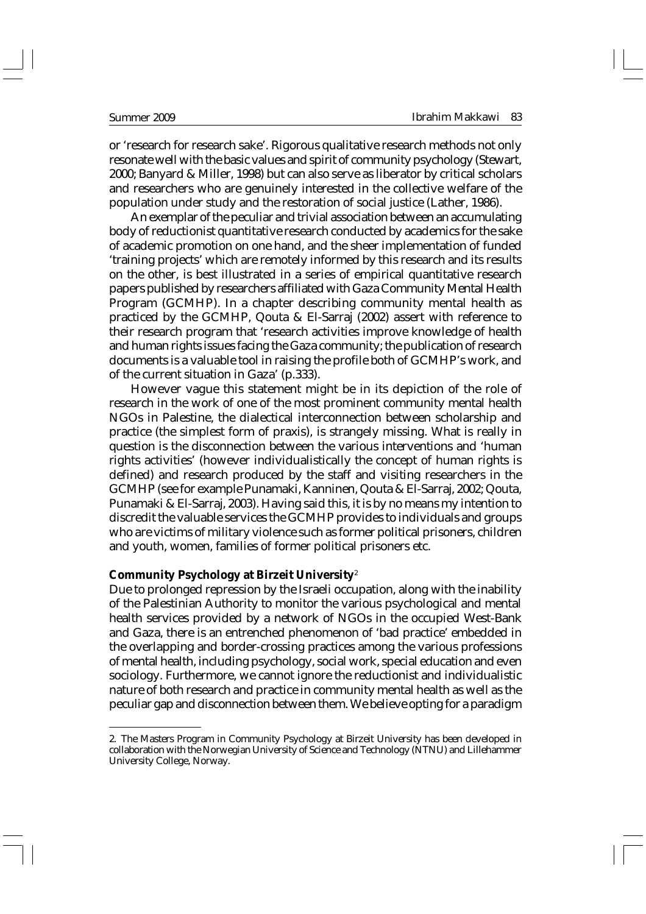or 'research for research sake'. Rigorous qualitative research methods not only resonate well with the basic values and spirit of community psychology (Stewart, 2000; Banyard & Miller, 1998) but can also serve as liberator by critical scholars and researchers who are genuinely interested in the collective welfare of the population under study and the restoration of social justice (Lather, 1986).

An exemplar of the peculiar and trivial association between an accumulating body of reductionist quantitative research conducted by academics for the sake of academic promotion on one hand, and the sheer implementation of funded 'training projects' which are remotely informed by this research and its results on the other, is best illustrated in a series of empirical quantitative research papers published by researchers affiliated with Gaza Community Mental Health Program (GCMHP). In a chapter describing community mental health as practiced by the GCMHP, Qouta & El-Sarraj (2002) assert with reference to their research program that 'research activities improve knowledge of health and human rights issues facing the Gaza community; the publication of research documents is a valuable tool in raising the profile both of GCMHP's work, and of the current situation in Gaza' (p.333).

However vague this statement might be in its depiction of the role of research in the work of one of the most prominent community mental health NGOs in Palestine, the dialectical interconnection between scholarship and practice (the simplest form of praxis), is strangely missing. What is really in question is the disconnection between the various interventions and 'human rights activities' (however individualistically the concept of human rights is defined) and research produced by the staff and visiting researchers in the GCMHP (see for example Punamaki, Kanninen, Qouta & El-Sarraj, 2002; Qouta, Punamaki & El-Sarraj, 2003). Having said this, it is by no means my intention to discredit the valuable services the GCMHP provides to individuals and groups who are victims of military violence such as former political prisoners, children and youth, women, families of former political prisoners etc.

**Community Psychology at Birzeit University**[2]

Due to prolonged repression by the Israeli occupation, along with the inability of the Palestinian Authority to monitor the various psychological and mental health services provided by a network of NGOs in the occupied West-Bank and Gaza, there is an entrenched phenomenon of 'bad practice' embedded in the overlapping and border-crossing practices among the various professions of mental health, including psychology, social work, special education and even sociology. Furthermore, we cannot ignore the reductionist and individualistic nature of both research and practice in community mental health as well as the peculiar gap and disconnection between them. We believe opting for a paradigm

2. The Masters Program in Community Psychology at Birzeit University has been developed in collaboration with the Norwegian University of Science and Technology (NTNU) and Lillehammer University College, Norway.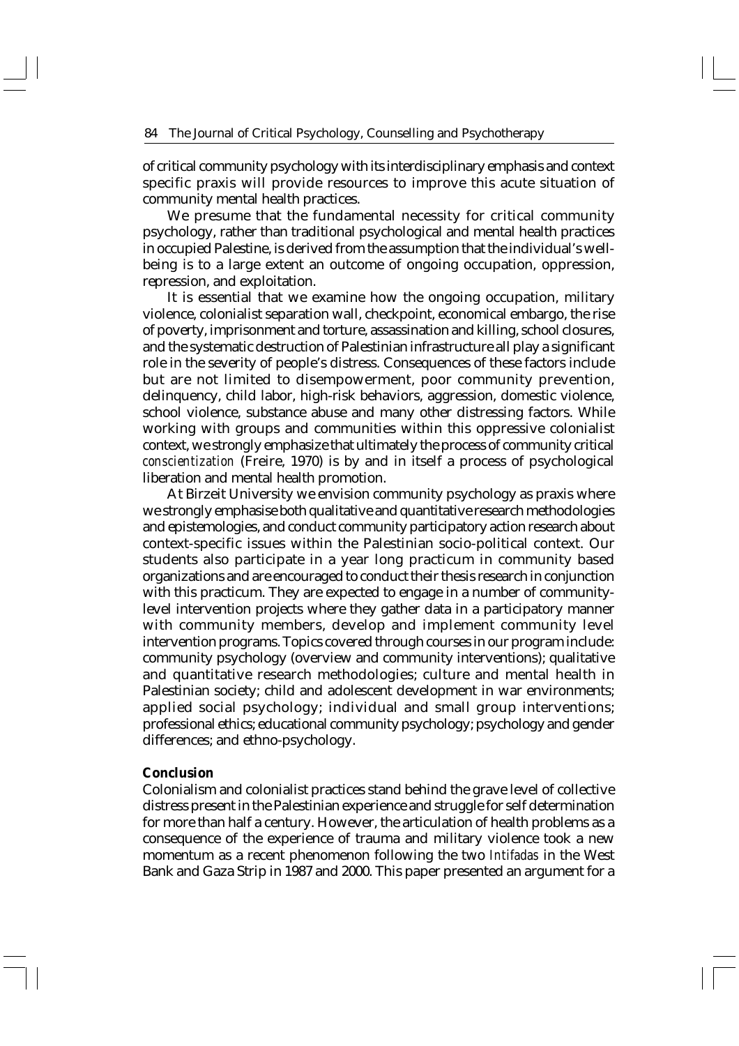of critical community psychology with its interdisciplinary emphasis and context specific praxis will provide resources to improve this acute situation of community mental health practices.

We presume that the fundamental necessity for critical community psychology, rather than traditional psychological and mental health practices in occupied Palestine, is derived from the assumption that the individual's well-being is to a large extent an outcome of ongoing occupation, oppression, repression, and exploitation.

It is essential that we examine how the ongoing occupation, military violence, colonialist separation wall, checkpoint, economical embargo, the rise of poverty, imprisonment and torture, assassination and killing, school closures, and the systematic destruction of Palestinian infrastructure all play a significant role in the severity of people's distress. Consequences of these factors include but are not limited to disempowerment, poor community prevention, delinquency, child labor, high-risk behaviors, aggression, domestic violence, school violence, substance abuse and many other distressing factors. While working with groups and communities within this oppressive colonialist context, we strongly emphasize that ultimately the process of community critical *conscientization* (Freire, 1970) is by and in itself a process of psychological liberation and mental health promotion.

At Birzeit University we envision community psychology as praxis where we strongly emphasise both qualitative and quantitative research methodologies and epistemologies, and conduct community participatory action research about context-specific issues within the Palestinian socio-political context. Our students also participate in a year long practicum in community based organizations and are encouraged to conduct their thesis research in conjunction with this practicum. They are expected to engage in a number of community-level intervention projects where they gather data in a participatory manner with community members, develop and implement community level intervention programs. Topics covered through courses in our program include: community psychology (overview and community interventions); qualitative and quantitative research methodologies; culture and mental health in Palestinian society; child and adolescent development in war environments; applied social psychology; individual and small group interventions; professional ethics; educational community psychology; psychology and gender differences; and ethno-psychology.

**Conclusion**

Colonialism and colonialist practices stand behind the grave level of collective distress present in the Palestinian experience and struggle for self determination for more than half a century. However, the articulation of health problems as a consequence of the experience of trauma and military violence took a new momentum as a recent phenomenon following the two *Intifadas* in the West Bank and Gaza Strip in 1987 and 2000. This paper presented an argument for a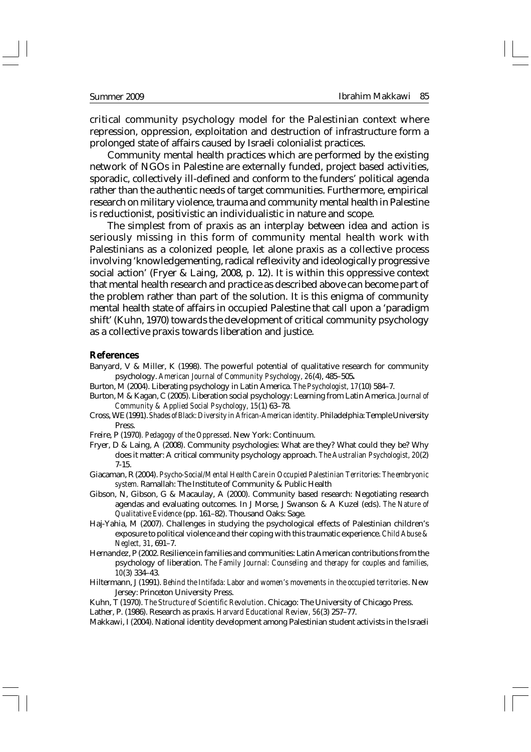critical community psychology model for the Palestinian context where repression, oppression, exploitation and destruction of infrastructure form a prolonged state of affairs caused by Israeli colonialist practices.

Community mental health practices which are performed by the existing network of NGOs in Palestine are externally funded, project based activities, sporadic, collectively ill-defined and conform to the funders' political agenda rather than the authentic needs of target communities. Furthermore, empirical research on military violence, trauma and community mental health in Palestine is reductionist, positivistic an individualistic in nature and scope.

The simplest from of praxis as an interplay between idea and action is seriously missing in this form of community mental health work with Palestinians as a colonized people, let alone praxis as a collective process involving 'knowledgementing, radical reflexivity and ideologically progressive social action' (Fryer & Laing, 2008, p. 12). It is within this oppressive context that mental health research and practice as described above can become part of the problem rather than part of the solution. It is this enigma of community mental health state of affairs in occupied Palestine that call upon a 'paradigm shift' (Kuhn, 1970) towards the development of critical community psychology as a collective praxis towards liberation and justice.

## References

Banyard, V & Miller, K (1998). The powerful potential of qualitative research for community psychology. *American Journal of Community Psychology, 26*(4), 485–505**.**

Burton, M (2004). Liberating psychology in Latin America. *The Psychologist, 17*(10) 584–7.

Burton, M & Kagan, C (2005). Liberation social psychology: Learning from Latin America. *Journal of Community & Applied Social Psychology, 15*(1) 63–78.

Cross, WE (1991). *Shades of Black: Diversity in African-American identity.* Philadelphia: Temple University Press.

Freire, P (1970). *Pedagogy of the Oppressed*. New York: Continuum.

Fryer, D & Laing, A (2008). Community psychologies: What are they? What could they be? Why does it matter: A critical community psychology approach. *The Australian Psychologist, 20*(2) 7-15.

Giacaman, R (2004). *Psycho-Social/Mental Health Care in Occupied Palestinian Territories: The embryonic system.* Ramallah: The Institute of Community & Public Health

Gibson, N, Gibson, G & Macaulay, A (2000). Community based research: Negotiating research agendas and evaluating outcomes. In J Morse, J Swanson & A Kuzel (eds). *The Nature of Qualitative Evidence* (pp. 161–82). Thousand Oaks: Sage.

Haj-Yahia, M (2007). Challenges in studying the psychological effects of Palestinian children's exposure to political violence and their coping with this traumatic experience. *Child Abuse & Neglect, 31*, 691–7.

Hernandez, P (2002. Resilience in families and communities: Latin American contributions from the psychology of liberation. *The Family Journal: Counseling and therapy for couples and families, 10*(3) 334–43.

Hiltermann, J (1991). *Behind the Intifada: Labor and women's movements in the occupied territories*. New Jersey: Princeton University Press.

Kuhn, T (1970). *The Structure of Scientific Revolution*. Chicago: The University of Chicago Press.

Lather, P. (1986). Research as praxis. *Harvard Educational Review, 56*(3) 257–77.

Makkawi, I (2004). National identity development among Palestinian student activists in the Israeli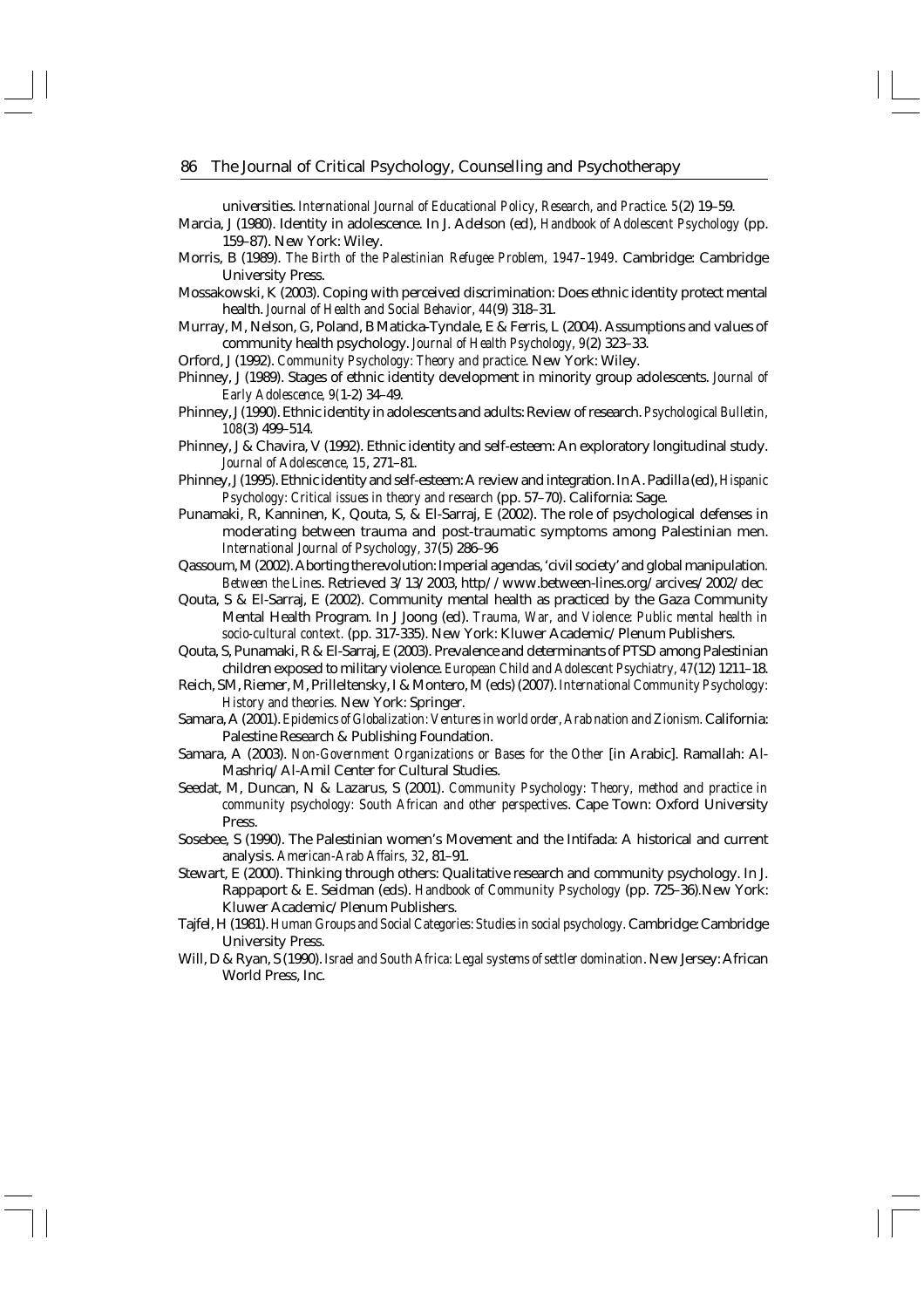universities. *International Journal of Educational Policy, Research, and Practice. 5*(2) 19–59.

Marcia, J (1980). Identity in adolescence. In J. Adelson (ed), *Handbook of Adolescent Psychology* (pp. 159–87). New York: Wiley.

Morris, B (1989). *The Birth of the Palestinian Refugee Problem, 1947–1949*. Cambridge: Cambridge University Press.

Mossakowski, K (2003). Coping with perceived discrimination: Does ethnic identity protect mental health. *Journal of Health and Social Behavior, 44*(9) 318–31.

Murray, M, Nelson, G, Poland, B Maticka-Tyndale, E & Ferris, L (2004). Assumptions and values of community health psychology. *Journal of Health Psychology, 9*(2) 323–33.

Orford, J (1992). *Community Psychology: Theory and practice.* New York: Wiley.

Phinney, J (1989). Stages of ethnic identity development in minority group adolescents. *Journal of Early Adolescence, 9*(1-2) 34–49.

Phinney, J (1990). Ethnic identity in adolescents and adults: Review of research. *Psychological Bulletin, 108*(3) 499–514.

Phinney, J & Chavira, V (1992). Ethnic identity and self-esteem: An exploratory longitudinal study. *Journal of Adolescence, 15*, 271–81.

Phinney, J (1995). Ethnic identity and self-esteem: A review and integration. In A. Padilla (ed), *Hispanic Psychology: Critical issues in theory and research* (pp. 57–70). California: Sage.

Punamaki, R, Kanninen, K, Qouta, S, & El-Sarraj, E (2002). The role of psychological defenses in moderating between trauma and post-traumatic symptoms among Palestinian men. *International Journal of Psychology, 37*(5) 286–96

Qassoum, M (2002). Aborting the revolution: Imperial agendas, 'civil society' and global manipulation. *Between the Lines*. Retrieved 3/13/2003, http//www.between-lines.org/arcives/2002/dec

Qouta, S & El-Sarraj, E (2002). Community mental health as practiced by the Gaza Community Mental Health Program. In J Joong (ed). *Trauma, War, and Violence: Public mental health in socio-cultural context.* (pp. 317-335). New York: Kluwer Academic/Plenum Publishers.

Qouta, S, Punamaki, R & El-Sarraj, E (2003). Prevalence and determinants of PTSD among Palestinian children exposed to military violence. *European Child and Adolescent Psychiatry, 47*(12) 1211–18.

Reich, SM, Riemer, M, Prilleltensky, I & Montero, M (eds) (2007). *International Community Psychology: History and theories.* New York: Springer.

Samara, A (2001). *Epidemics of Globalization: Ventures in world order, Arab nation and Zionism.* California: Palestine Research & Publishing Foundation.

Samara, A (2003). *Non-Government Organizations or Bases for the Other* [in Arabic]. Ramallah: Al-Mashriq/Al-Amil Center for Cultural Studies.

Seedat, M, Duncan, N & Lazarus, S (2001). *Community Psychology: Theory, method and practice in community psychology: South African and other perspectives*. Cape Town: Oxford University Press.

Sosebee, S (1990). The Palestinian women's Movement and the Intifada: A historical and current analysis. *American-Arab Affairs, 32*, 81–91.

Stewart, E (2000). Thinking through others: Qualitative research and community psychology. In J. Rappaport & E. Seidman (eds). *Handbook of Community Psychology* (pp. 725–36).New York: Kluwer Academic/Plenum Publishers.

Tajfel, H (1981). *Human Groups and Social Categories: Studies in social psychology.* Cambridge: Cambridge University Press.

Will, D & Ryan, S (1990). *Israel and South Africa: Legal systems of settler domination*. New Jersey: African World Press, Inc.